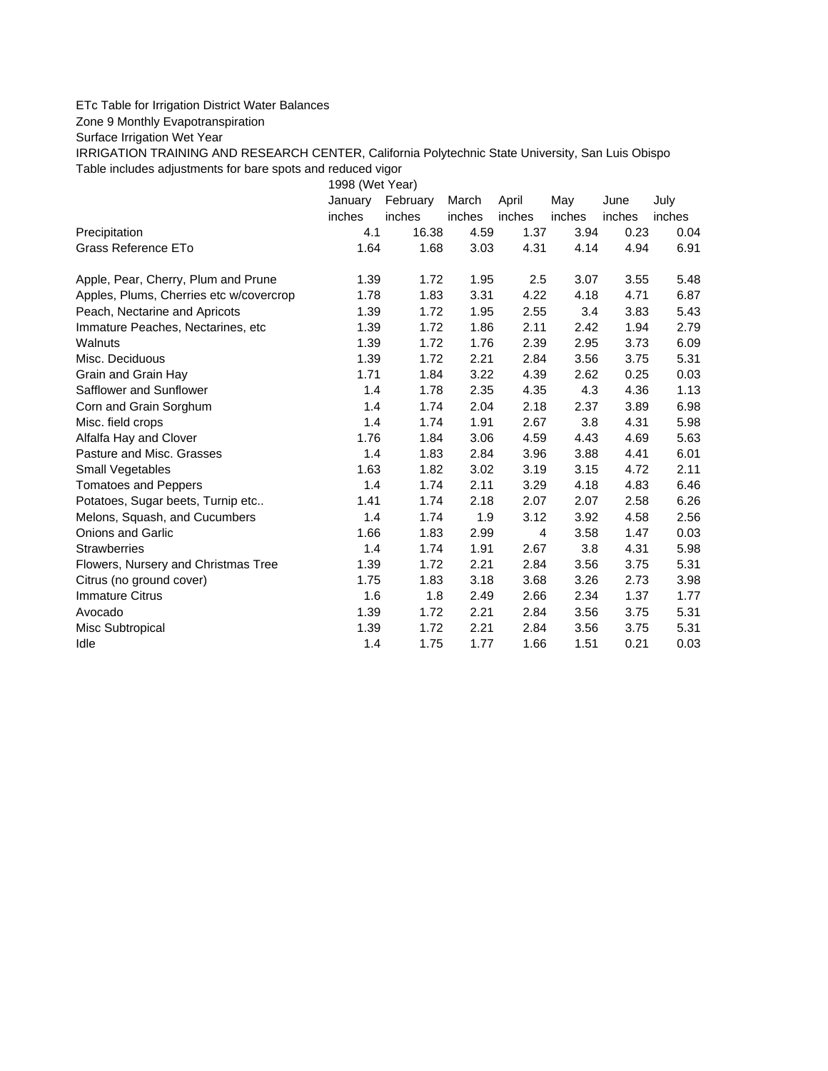ETc Table for Irrigation District Water Balances

Zone 9 Monthly Evapotranspiration

Surface Irrigation Wet Year

IRRIGATION TRAINING AND RESEARCH CENTER, California Polytechnic State University, San Luis Obispo

Table includes adjustments for bare spots and reduced vigor

| | 1998 (Wet Year) | | | | | | |
|---|---|---|---|---|---|---|---|
| | January | February | March | April | May | June | July |
| | inches | inches | inches | inches | inches | inches | inches |
| Precipitation | 4.1 | 16.38 | 4.59 | 1.37 | 3.94 | 0.23 | 0.04 |
| Grass Reference ETo | 1.64 | 1.68 | 3.03 | 4.31 | 4.14 | 4.94 | 6.91 |
| | | | | | | | |
| Apple, Pear, Cherry, Plum and Prune | 1.39 | 1.72 | 1.95 | 2.5 | 3.07 | 3.55 | 5.48 |
| Apples, Plums, Cherries etc w/covercrop | 1.78 | 1.83 | 3.31 | 4.22 | 4.18 | 4.71 | 6.87 |
| Peach, Nectarine and Apricots | 1.39 | 1.72 | 1.95 | 2.55 | 3.4 | 3.83 | 5.43 |
| Immature Peaches, Nectarines, etc | 1.39 | 1.72 | 1.86 | 2.11 | 2.42 | 1.94 | 2.79 |
| Walnuts | 1.39 | 1.72 | 1.76 | 2.39 | 2.95 | 3.73 | 6.09 |
| Misc. Deciduous | 1.39 | 1.72 | 2.21 | 2.84 | 3.56 | 3.75 | 5.31 |
| Grain and Grain Hay | 1.71 | 1.84 | 3.22 | 4.39 | 2.62 | 0.25 | 0.03 |
| Safflower and Sunflower | 1.4 | 1.78 | 2.35 | 4.35 | 4.3 | 4.36 | 1.13 |
| Corn and Grain Sorghum | 1.4 | 1.74 | 2.04 | 2.18 | 2.37 | 3.89 | 6.98 |
| Misc. field crops | 1.4 | 1.74 | 1.91 | 2.67 | 3.8 | 4.31 | 5.98 |
| Alfalfa Hay and Clover | 1.76 | 1.84 | 3.06 | 4.59 | 4.43 | 4.69 | 5.63 |
| Pasture and Misc. Grasses | 1.4 | 1.83 | 2.84 | 3.96 | 3.88 | 4.41 | 6.01 |
| Small Vegetables | 1.63 | 1.82 | 3.02 | 3.19 | 3.15 | 4.72 | 2.11 |
| Tomatoes and Peppers | 1.4 | 1.74 | 2.11 | 3.29 | 4.18 | 4.83 | 6.46 |
| Potatoes, Sugar beets, Turnip etc.. | 1.41 | 1.74 | 2.18 | 2.07 | 2.07 | 2.58 | 6.26 |
| Melons, Squash, and Cucumbers | 1.4 | 1.74 | 1.9 | 3.12 | 3.92 | 4.58 | 2.56 |
| Onions and Garlic | 1.66 | 1.83 | 2.99 | 4 | 3.58 | 1.47 | 0.03 |
| Strawberries | 1.4 | 1.74 | 1.91 | 2.67 | 3.8 | 4.31 | 5.98 |
| Flowers, Nursery and Christmas Tree | 1.39 | 1.72 | 2.21 | 2.84 | 3.56 | 3.75 | 5.31 |
| Citrus (no ground cover) | 1.75 | 1.83 | 3.18 | 3.68 | 3.26 | 2.73 | 3.98 |
| Immature Citrus | 1.6 | 1.8 | 2.49 | 2.66 | 2.34 | 1.37 | 1.77 |
| Avocado | 1.39 | 1.72 | 2.21 | 2.84 | 3.56 | 3.75 | 5.31 |
| Misc Subtropical | 1.39 | 1.72 | 2.21 | 2.84 | 3.56 | 3.75 | 5.31 |
| Idle | 1.4 | 1.75 | 1.77 | 1.66 | 1.51 | 0.21 | 0.03 |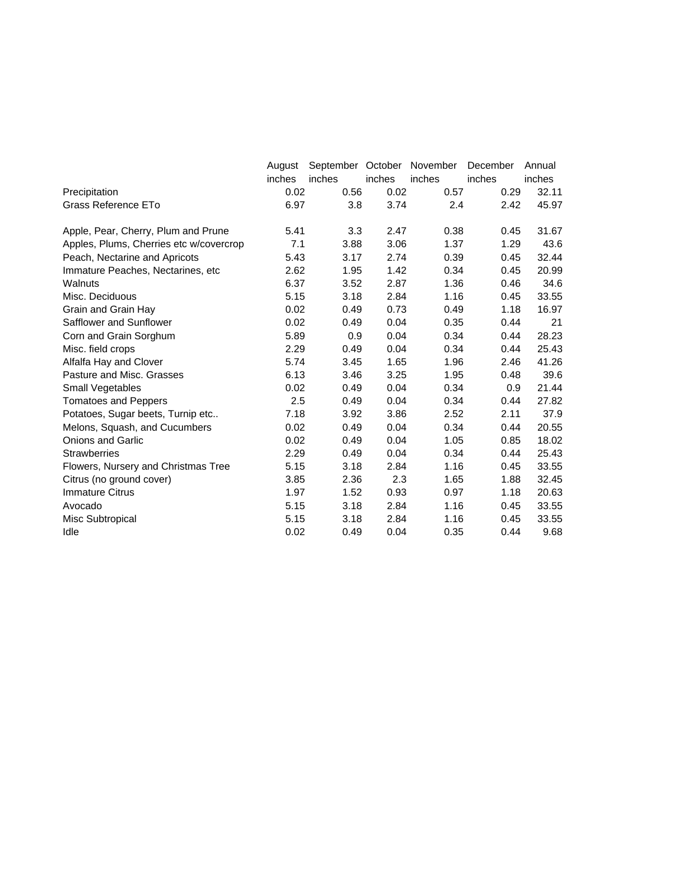| | August inches | September inches | October inches | November inches | December inches | Annual inches |
|---|---|---|---|---|---|---|
| Precipitation | 0.02 | 0.56 | 0.02 | 0.57 | 0.29 | 32.11 |
| Grass Reference ETo | 6.97 | 3.8 | 3.74 | 2.4 | 2.42 | 45.97 |
| | | | | | | |
| Apple, Pear, Cherry, Plum and Prune | 5.41 | 3.3 | 2.47 | 0.38 | 0.45 | 31.67 |
| Apples, Plums, Cherries etc w/covercrop | 7.1 | 3.88 | 3.06 | 1.37 | 1.29 | 43.6 |
| Peach, Nectarine and Apricots | 5.43 | 3.17 | 2.74 | 0.39 | 0.45 | 32.44 |
| Immature Peaches, Nectarines, etc | 2.62 | 1.95 | 1.42 | 0.34 | 0.45 | 20.99 |
| Walnuts | 6.37 | 3.52 | 2.87 | 1.36 | 0.46 | 34.6 |
| Misc. Deciduous | 5.15 | 3.18 | 2.84 | 1.16 | 0.45 | 33.55 |
| Grain and Grain Hay | 0.02 | 0.49 | 0.73 | 0.49 | 1.18 | 16.97 |
| Safflower and Sunflower | 0.02 | 0.49 | 0.04 | 0.35 | 0.44 | 21 |
| Corn and Grain Sorghum | 5.89 | 0.9 | 0.04 | 0.34 | 0.44 | 28.23 |
| Misc. field crops | 2.29 | 0.49 | 0.04 | 0.34 | 0.44 | 25.43 |
| Alfalfa Hay and Clover | 5.74 | 3.45 | 1.65 | 1.96 | 2.46 | 41.26 |
| Pasture and Misc. Grasses | 6.13 | 3.46 | 3.25 | 1.95 | 0.48 | 39.6 |
| Small Vegetables | 0.02 | 0.49 | 0.04 | 0.34 | 0.9 | 21.44 |
| Tomatoes and Peppers | 2.5 | 0.49 | 0.04 | 0.34 | 0.44 | 27.82 |
| Potatoes, Sugar beets, Turnip etc.. | 7.18 | 3.92 | 3.86 | 2.52 | 2.11 | 37.9 |
| Melons, Squash, and Cucumbers | 0.02 | 0.49 | 0.04 | 0.34 | 0.44 | 20.55 |
| Onions and Garlic | 0.02 | 0.49 | 0.04 | 1.05 | 0.85 | 18.02 |
| Strawberries | 2.29 | 0.49 | 0.04 | 0.34 | 0.44 | 25.43 |
| Flowers, Nursery and Christmas Tree | 5.15 | 3.18 | 2.84 | 1.16 | 0.45 | 33.55 |
| Citrus (no ground cover) | 3.85 | 2.36 | 2.3 | 1.65 | 1.88 | 32.45 |
| Immature Citrus | 1.97 | 1.52 | 0.93 | 0.97 | 1.18 | 20.63 |
| Avocado | 5.15 | 3.18 | 2.84 | 1.16 | 0.45 | 33.55 |
| Misc Subtropical | 5.15 | 3.18 | 2.84 | 1.16 | 0.45 | 33.55 |
| Idle | 0.02 | 0.49 | 0.04 | 0.35 | 0.44 | 9.68 |